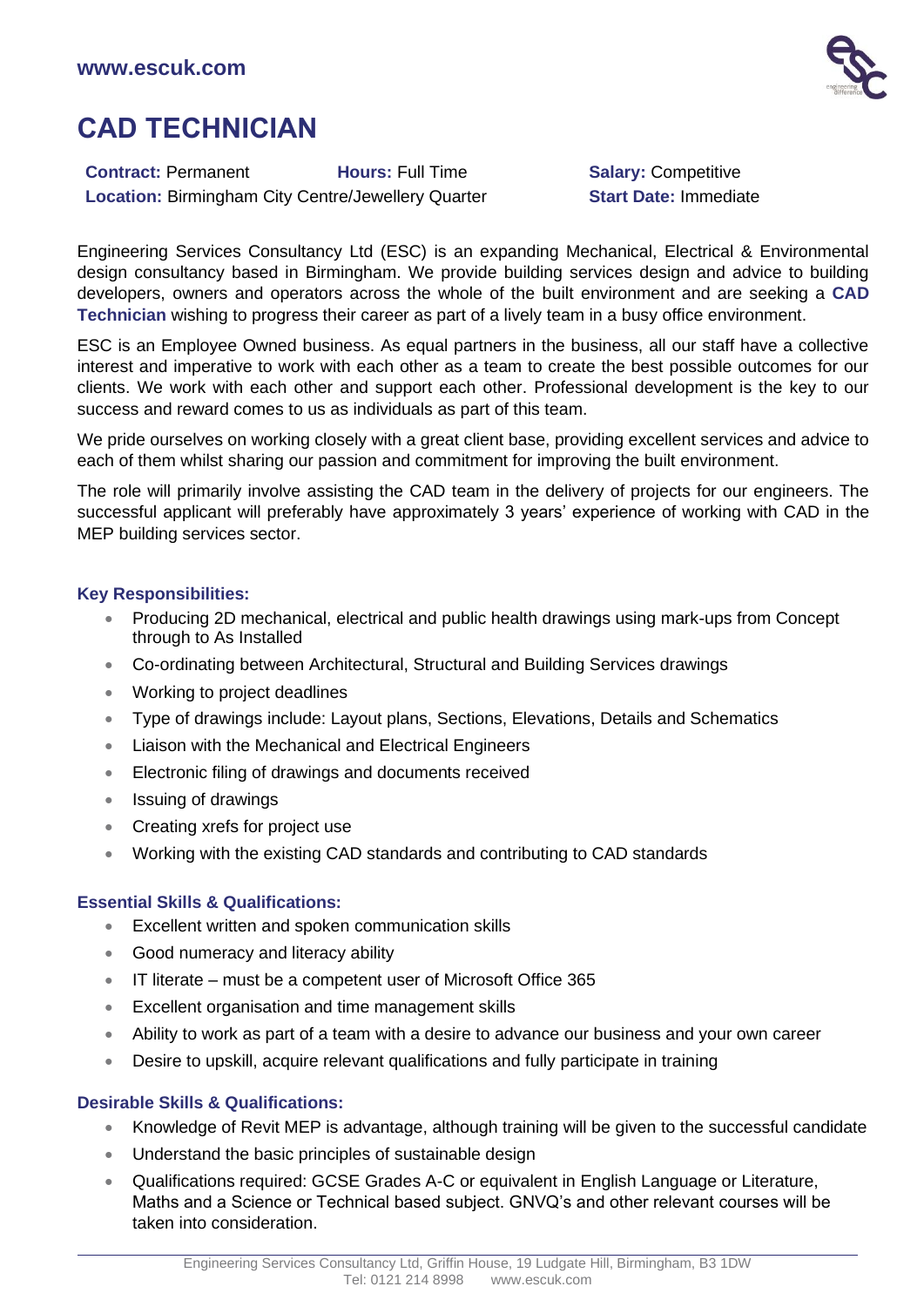www.escuk.com

# CAD TECHNICIAN

**Contract:** Permanent **Hours:** Full Time **Salary:** Competitive
**Location:** Birmingham City Centre/Jewellery Quarter **Start Date:** Immediate

Engineering Services Consultancy Ltd (ESC) is an expanding Mechanical, Electrical & Environmental design consultancy based in Birmingham. We provide building services design and advice to building developers, owners and operators across the whole of the built environment and are seeking a **CAD Technician** wishing to progress their career as part of a lively team in a busy office environment.

ESC is an Employee Owned business. As equal partners in the business, all our staff have a collective interest and imperative to work with each other as a team to create the best possible outcomes for our clients. We work with each other and support each other. Professional development is the key to our success and reward comes to us as individuals as part of this team.

We pride ourselves on working closely with a great client base, providing excellent services and advice to each of them whilst sharing our passion and commitment for improving the built environment.

The role will primarily involve assisting the CAD team in the delivery of projects for our engineers. The successful applicant will preferably have approximately 3 years' experience of working with CAD in the MEP building services sector.

### Key Responsibilities:

- Producing 2D mechanical, electrical and public health drawings using mark-ups from Concept through to As Installed
- Co-ordinating between Architectural, Structural and Building Services drawings
- Working to project deadlines
- Type of drawings include: Layout plans, Sections, Elevations, Details and Schematics
- Liaison with the Mechanical and Electrical Engineers
- Electronic filing of drawings and documents received
- Issuing of drawings
- Creating xrefs for project use
- Working with the existing CAD standards and contributing to CAD standards

### Essential Skills & Qualifications:

- Excellent written and spoken communication skills
- Good numeracy and literacy ability
- IT literate – must be a competent user of Microsoft Office 365
- Excellent organisation and time management skills
- Ability to work as part of a team with a desire to advance our business and your own career
- Desire to upskill, acquire relevant qualifications and fully participate in training

### Desirable Skills & Qualifications:

- Knowledge of Revit MEP is advantage, although training will be given to the successful candidate
- Understand the basic principles of sustainable design
- Qualifications required: GCSE Grades A-C or equivalent in English Language or Literature, Maths and a Science or Technical based subject. GNVQ's and other relevant courses will be taken into consideration.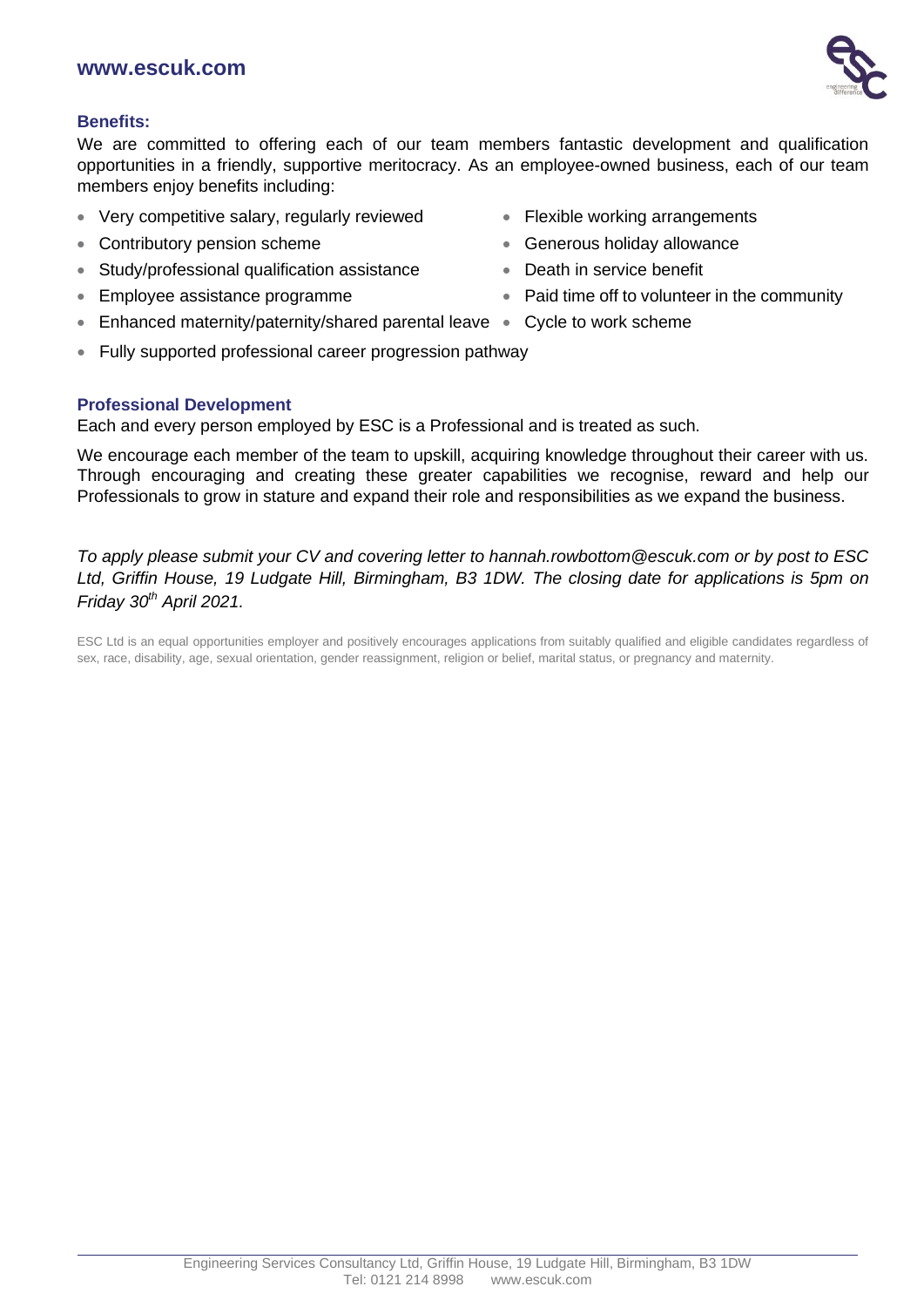## Benefits:

We are committed to offering each of our team members fantastic development and qualification opportunities in a friendly, supportive meritocracy. As an employee-owned business, each of our team members enjoy benefits including:

- Very competitive salary, regularly reviewed
- Contributory pension scheme
- Study/professional qualification assistance
- Employee assistance programme
- Enhanced maternity/paternity/shared parental leave
- Fully supported professional career progression pathway
- Flexible working arrangements
- Generous holiday allowance
- Death in service benefit
- Paid time off to volunteer in the community
- Cycle to work scheme

## Professional Development

Each and every person employed by ESC is a Professional and is treated as such.

We encourage each member of the team to upskill, acquiring knowledge throughout their career with us. Through encouraging and creating these greater capabilities we recognise, reward and help our Professionals to grow in stature and expand their role and responsibilities as we expand the business.

*To apply please submit your CV and covering letter to hannah.rowbottom@escuk.com or by post to ESC Ltd, Griffin House, 19 Ludgate Hill, Birmingham, B3 1DW. The closing date for applications is 5pm on Friday 30th April 2021.*

ESC Ltd is an equal opportunities employer and positively encourages applications from suitably qualified and eligible candidates regardless of sex, race, disability, age, sexual orientation, gender reassignment, religion or belief, marital status, or pregnancy and maternity.